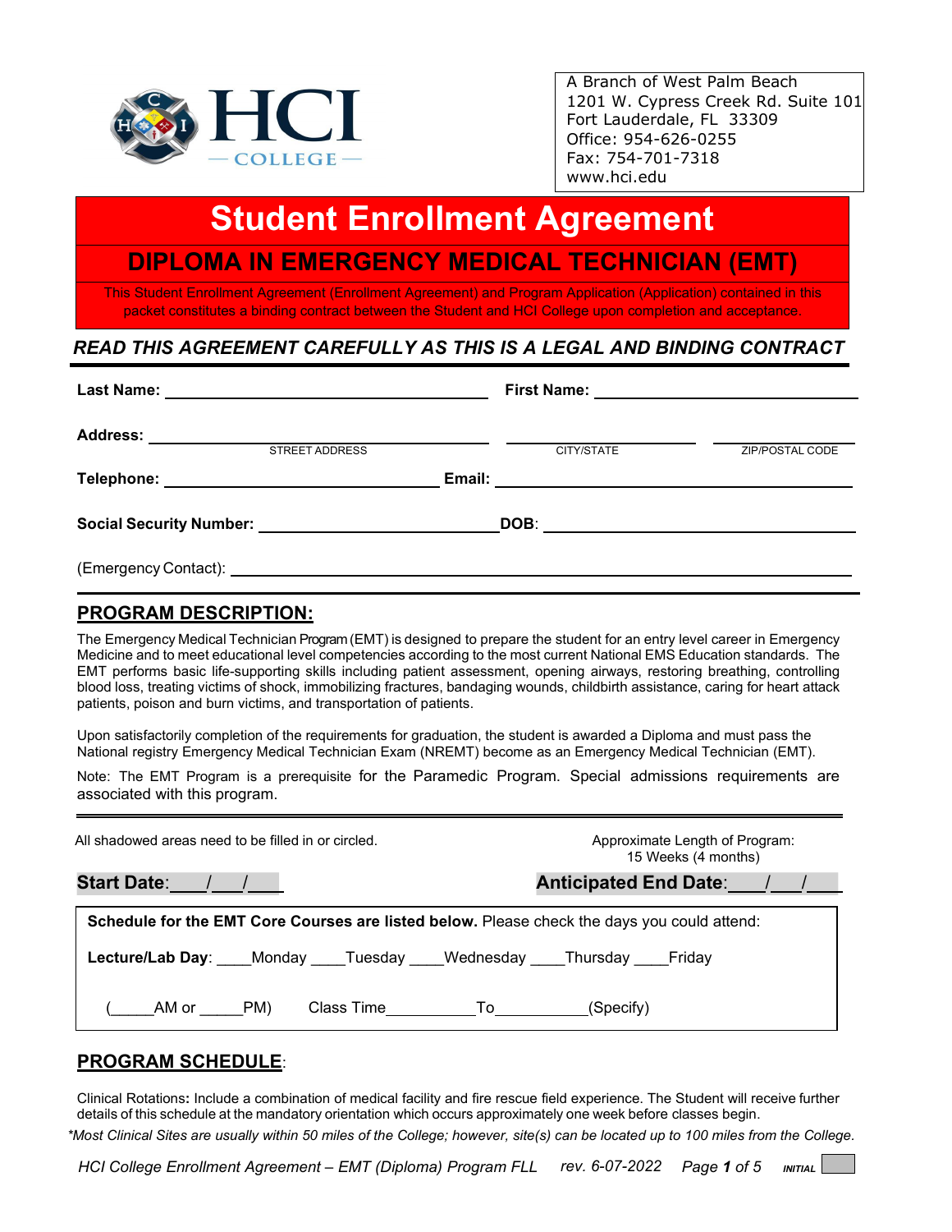HCI COLLEGE

A Branch of West Palm Beach
1201 W. Cypress Creek Rd. Suite 101
Fort Lauderdale, FL 33309
Office: 954-626-0255
Fax: 754-701-7318
www.hci.edu

# Student Enrollment Agreement

## DIPLOMA IN EMERGENCY MEDICAL TECHNICIAN (EMT)

This Student Enrollment Agreement (Enrollment Agreement) and Program Application (Application) contained in this packet constitutes a binding contract between the Student and HCI College upon completion and acceptance.

***READ THIS AGREEMENT CAREFULLY AS THIS IS A LEGAL AND BINDING CONTRACT***

**Last Name:** ______________________ **First Name:** ______________________

**Address:** ______________________ ______________________ ______________________
STREET ADDRESS CITY/STATE ZIP/POSTAL CODE

**Telephone:** ______________________ **Email:** ______________________

**Social Security Number:** ______________________ **DOB**: ______________________

(Emergency Contact): ______________________________________________

## PROGRAM DESCRIPTION:

The Emergency Medical Technician Program (EMT) is designed to prepare the student for an entry level career in Emergency Medicine and to meet educational level competencies according to the most current National EMS Education standards. The EMT performs basic life-supporting skills including patient assessment, opening airways, restoring breathing, controlling blood loss, treating victims of shock, immobilizing fractures, bandaging wounds, childbirth assistance, caring for heart attack patients, poison and burn victims, and transportation of patients.

Upon satisfactorily completion of the requirements for graduation, the student is awarded a Diploma and must pass the National registry Emergency Medical Technician Exam (NREMT) become as an Emergency Medical Technician (EMT).

Note: The EMT Program is a prerequisite for the Paramedic Program. Special admissions requirements are associated with this program.

All shadowed areas need to be filled in or circled.

Approximate Length of Program:
15 Weeks (4 months)

**Start Date**:\_\_\_/\_\_\_/\_\_\_ **Anticipated End Date**:\_\_\_/\_\_\_/\_\_\_

**Schedule for the EMT Core Courses are listed below.** Please check the days you could attend:

**Lecture/Lab Day**: \_\_\_\_Monday \_\_\_\_Tuesday \_\_\_\_Wednesday \_\_\_\_Thursday \_\_\_\_Friday

(\_\_\_\_\_AM or \_\_\_\_\_PM) Class Time\_\_\_\_\_\_\_\_\_\_To\_\_\_\_\_\_\_\_\_\_(Specify)

## PROGRAM SCHEDULE:

Clinical Rotations**:** Include a combination of medical facility and fire rescue field experience. The Student will receive further details of this schedule at the mandatory orientation which occurs approximately one week before classes begin.

*\*Most Clinical Sites are usually within 50 miles of the College; however, site(s) can be located up to 100 miles from the College.*

*HCI College Enrollment Agreement – EMT (Diploma) Program FLL rev. 6-07-2022* INITIAL ____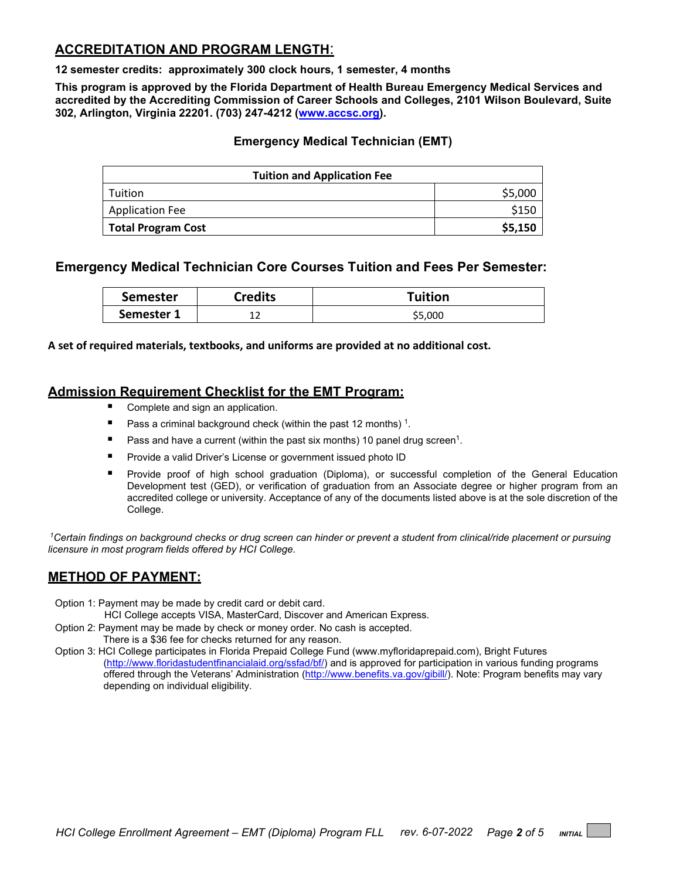## ACCREDITATION AND PROGRAM LENGTH:

**12 semester credits: approximately 300 clock hours, 1 semester, 4 months**

**This program is approved by the Florida Department of Health Bureau Emergency Medical Services and accredited by the Accrediting Commission of Career Schools and Colleges, 2101 Wilson Boulevard, Suite 302, Arlington, Virginia 22201. (703) 247-4212 (www.accsc.org).**

### Emergency Medical Technician (EMT)

| Tuition and Application Fee | |
|---|---|
| Tuition | $5,000 |
| Application Fee | $150 |
| **Total Program Cost** | **$5,150** |

### Emergency Medical Technician Core Courses Tuition and Fees Per Semester:

| Semester | Credits | Tuition |
|---|---|---|
| **Semester 1** | 12 | $5,000 |

**A set of required materials, textbooks, and uniforms are provided at no additional cost.**

## Admission Requirement Checklist for the EMT Program:

- Complete and sign an application.
- Pass a criminal background check (within the past 12 months) [1].
- Pass and have a current (within the past six months) 10 panel drug screen[1].
- Provide a valid Driver's License or government issued photo ID
- Provide proof of high school graduation (Diploma), or successful completion of the General Education Development test (GED), or verification of graduation from an Associate degree or higher program from an accredited college or university. Acceptance of any of the documents listed above is at the sole discretion of the College.

*[1]Certain findings on background checks or drug screen can hinder or prevent a student from clinical/ride placement or pursuing licensure in most program fields offered by HCI College.*

## METHOD OF PAYMENT:

Option 1: Payment may be made by credit card or debit card.
HCI College accepts VISA, MasterCard, Discover and American Express.

Option 2: Payment may be made by check or money order. No cash is accepted.
There is a $36 fee for checks returned for any reason.

Option 3: HCI College participates in Florida Prepaid College Fund (www.myfloridaprepaid.com), Bright Futures (http://www.floridastudentfinancialaid.org/ssfad/bf/) and is approved for participation in various funding programs offered through the Veterans' Administration (http://www.benefits.va.gov/gibill/). Note: Program benefits may vary depending on individual eligibility.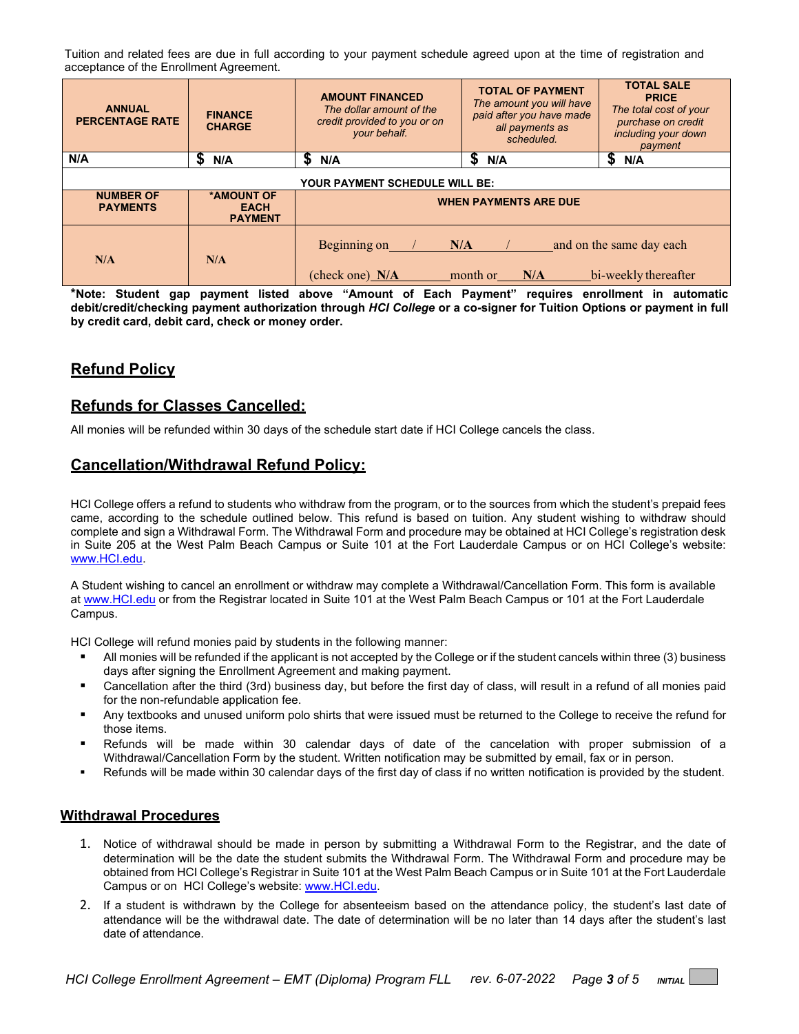Tuition and related fees are due in full according to your payment schedule agreed upon at the time of registration and acceptance of the Enrollment Agreement.

| ANNUAL PERCENTAGE RATE | FINANCE CHARGE | AMOUNT FINANCED *The dollar amount of the credit provided to you or on your behalf.* | TOTAL OF PAYMENT *The amount you will have paid after you have made all payments as scheduled.* | TOTAL SALE PRICE *The total cost of your purchase on credit including your down payment* |
|---|---|---|---|---|
| N/A | $ N/A | $ N/A | $ N/A | $ N/A |
| **YOUR PAYMENT SCHEDULE WILL BE:** | | | | |
| NUMBER OF PAYMENTS | *AMOUNT OF EACH PAYMENT | WHEN PAYMENTS ARE DUE | | |
| N/A | N/A | Beginning on ___/ N/A /___ and on the same day each (check one) N/A month or N/A bi-weekly thereafter | | |

***Note: Student gap payment listed above "Amount of Each Payment" requires enrollment in automatic debit/credit/checking payment authorization through *HCI College* or a co-signer for Tuition Options or payment in full by credit card, debit card, check or money order.**

## Refund Policy

## Refunds for Classes Cancelled:

All monies will be refunded within 30 days of the schedule start date if HCI College cancels the class.

## Cancellation/Withdrawal Refund Policy:

HCI College offers a refund to students who withdraw from the program, or to the sources from which the student's prepaid fees came, according to the schedule outlined below. This refund is based on tuition. Any student wishing to withdraw should complete and sign a Withdrawal Form. The Withdrawal Form and procedure may be obtained at HCI College's registration desk in Suite 205 at the West Palm Beach Campus or Suite 101 at the Fort Lauderdale Campus or on HCI College's website: www.HCI.edu.

A Student wishing to cancel an enrollment or withdraw may complete a Withdrawal/Cancellation Form. This form is available at www.HCI.edu or from the Registrar located in Suite 101 at the West Palm Beach Campus or 101 at the Fort Lauderdale Campus.

HCI College will refund monies paid by students in the following manner:

- All monies will be refunded if the applicant is not accepted by the College or if the student cancels within three (3) business days after signing the Enrollment Agreement and making payment.
- Cancellation after the third (3rd) business day, but before the first day of class, will result in a refund of all monies paid for the non-refundable application fee.
- Any textbooks and unused uniform polo shirts that were issued must be returned to the College to receive the refund for those items.
- Refunds will be made within 30 calendar days of date of the cancelation with proper submission of a Withdrawal/Cancellation Form by the student. Written notification may be submitted by email, fax or in person.
- Refunds will be made within 30 calendar days of the first day of class if no written notification is provided by the student.

## Withdrawal Procedures

1. Notice of withdrawal should be made in person by submitting a Withdrawal Form to the Registrar, and the date of determination will be the date the student submits the Withdrawal Form. The Withdrawal Form and procedure may be obtained from HCI College's Registrar in Suite 101 at the West Palm Beach Campus or in Suite 101 at the Fort Lauderdale Campus or on HCI College's website: www.HCI.edu.
2. If a student is withdrawn by the College for absenteeism based on the attendance policy, the student's last date of attendance will be the withdrawal date. The date of determination will be no later than 14 days after the student's last date of attendance.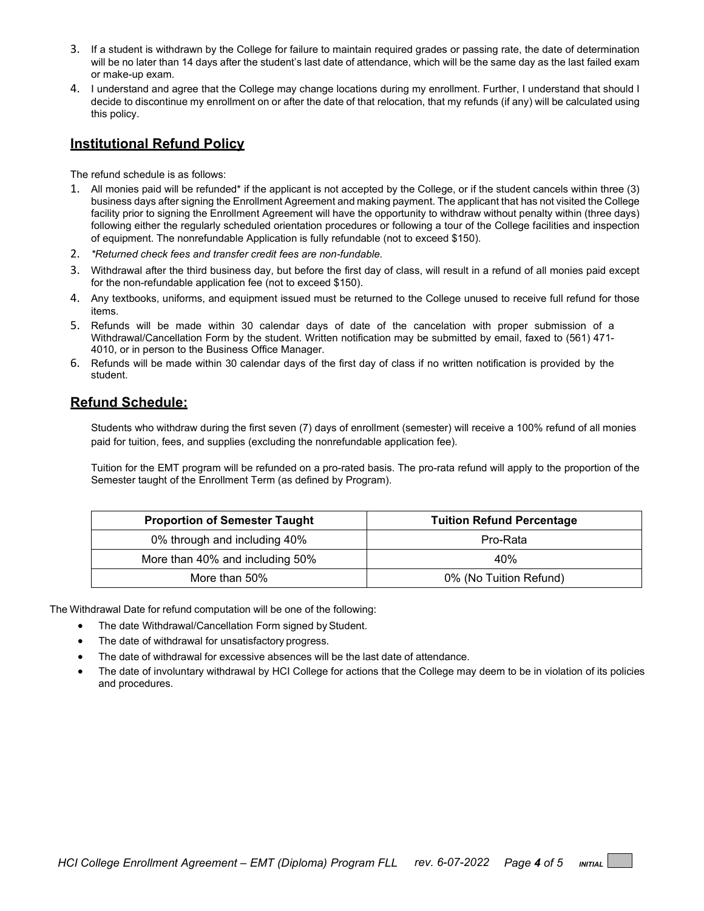3. If a student is withdrawn by the College for failure to maintain required grades or passing rate, the date of determination will be no later than 14 days after the student's last date of attendance, which will be the same day as the last failed exam or make-up exam.
4. I understand and agree that the College may change locations during my enrollment. Further, I understand that should I decide to discontinue my enrollment on or after the date of that relocation, that my refunds (if any) will be calculated using this policy.

## Institutional Refund Policy

The refund schedule is as follows:

1. All monies paid will be refunded* if the applicant is not accepted by the College, or if the student cancels within three (3) business days after signing the Enrollment Agreement and making payment. The applicant that has not visited the College facility prior to signing the Enrollment Agreement will have the opportunity to withdraw without penalty within (three days) following either the regularly scheduled orientation procedures or following a tour of the College facilities and inspection of equipment. The nonrefundable Application is fully refundable (not to exceed $150).
2. *\*Returned check fees and transfer credit fees are non-fundable.*
3. Withdrawal after the third business day, but before the first day of class, will result in a refund of all monies paid except for the non-refundable application fee (not to exceed $150).
4. Any textbooks, uniforms, and equipment issued must be returned to the College unused to receive full refund for those items.
5. Refunds will be made within 30 calendar days of date of the cancelation with proper submission of a Withdrawal/Cancellation Form by the student. Written notification may be submitted by email, faxed to (561) 471-4010, or in person to the Business Office Manager.
6. Refunds will be made within 30 calendar days of the first day of class if no written notification is provided by the student.

## Refund Schedule:

Students who withdraw during the first seven (7) days of enrollment (semester) will receive a 100% refund of all monies paid for tuition, fees, and supplies (excluding the nonrefundable application fee).

Tuition for the EMT program will be refunded on a pro-rated basis. The pro-rata refund will apply to the proportion of the Semester taught of the Enrollment Term (as defined by Program).

| Proportion of Semester Taught | Tuition Refund Percentage |
| --- | --- |
| 0% through and including 40% | Pro-Rata |
| More than 40% and including 50% | 40% |
| More than 50% | 0% (No Tuition Refund) |

The Withdrawal Date for refund computation will be one of the following:

- The date Withdrawal/Cancellation Form signed by Student.
- The date of withdrawal for unsatisfactory progress.
- The date of withdrawal for excessive absences will be the last date of attendance.
- The date of involuntary withdrawal by HCI College for actions that the College may deem to be in violation of its policies and procedures.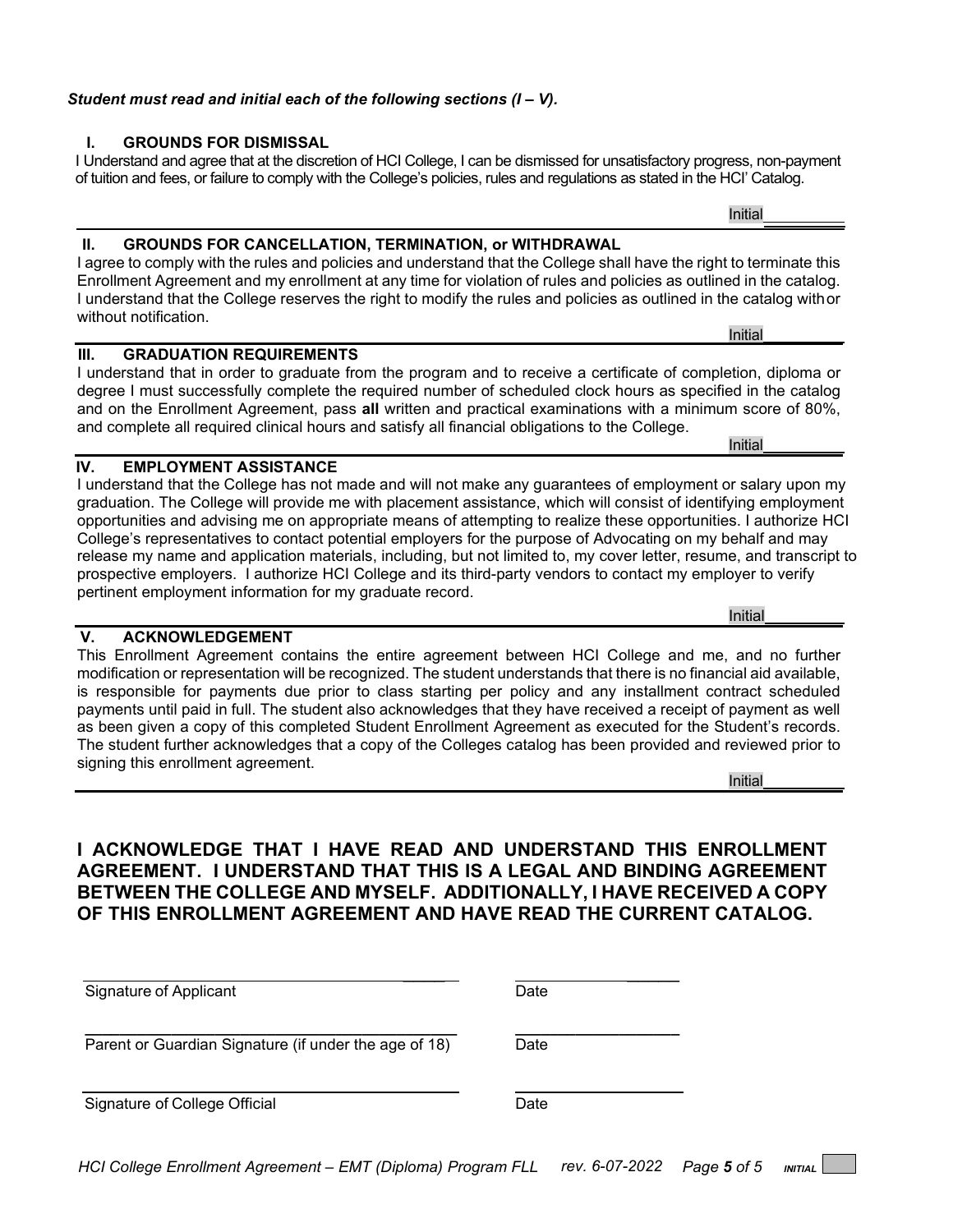***Student must read and initial each of the following sections (I – V).***

## I. GROUNDS FOR DISMISSAL

I Understand and agree that at the discretion of HCI College, I can be dismissed for unsatisfactory progress, non-payment of tuition and fees, or failure to comply with the College's policies, rules and regulations as stated in the HCI' Catalog.

Initial_________

## II. GROUNDS FOR CANCELLATION, TERMINATION, or WITHDRAWAL

I agree to comply with the rules and policies and understand that the College shall have the right to terminate this Enrollment Agreement and my enrollment at any time for violation of rules and policies as outlined in the catalog. I understand that the College reserves the right to modify the rules and policies as outlined in the catalog withor without notification.

Initial_________

## III. GRADUATION REQUIREMENTS

I understand that in order to graduate from the program and to receive a certificate of completion, diploma or degree I must successfully complete the required number of scheduled clock hours as specified in the catalog and on the Enrollment Agreement, pass **all** written and practical examinations with a minimum score of 80%, and complete all required clinical hours and satisfy all financial obligations to the College.

Initial_________

## IV. EMPLOYMENT ASSISTANCE

I understand that the College has not made and will not make any guarantees of employment or salary upon my graduation. The College will provide me with placement assistance, which will consist of identifying employment opportunities and advising me on appropriate means of attempting to realize these opportunities. I authorize HCI College's representatives to contact potential employers for the purpose of Advocating on my behalf and may release my name and application materials, including, but not limited to, my cover letter, resume, and transcript to prospective employers. I authorize HCI College and its third-party vendors to contact my employer to verify pertinent employment information for my graduate record.

Initial_________

## V. ACKNOWLEDGEMENT

This Enrollment Agreement contains the entire agreement between HCI College and me, and no further modification or representation will be recognized. The student understands that there is no financial aid available, is responsible for payments due prior to class starting per policy and any installment contract scheduled payments until paid in full. The student also acknowledges that they have received a receipt of payment as well as been given a copy of this completed Student Enrollment Agreement as executed for the Student's records. The student further acknowledges that a copy of the Colleges catalog has been provided and reviewed prior to signing this enrollment agreement.

Initial_________

**I ACKNOWLEDGE THAT I HAVE READ AND UNDERSTAND THIS ENROLLMENT AGREEMENT. I UNDERSTAND THAT THIS IS A LEGAL AND BINDING AGREEMENT BETWEEN THE COLLEGE AND MYSELF. ADDITIONALLY, I HAVE RECEIVED A COPY OF THIS ENROLLMENT AGREEMENT AND HAVE READ THE CURRENT CATALOG.**

| | |
|---|---|
| ______________________________ | ______________ |
| Signature of Applicant | Date |
| ______________________________ | ______________ |
| Parent or Guardian Signature (if under the age of 18) | Date |
| ______________________________ | ______________ |
| Signature of College Official | Date |

*HCI College Enrollment Agreement – EMT (Diploma) Program FLL rev. 6-07-2022* INITIAL ______